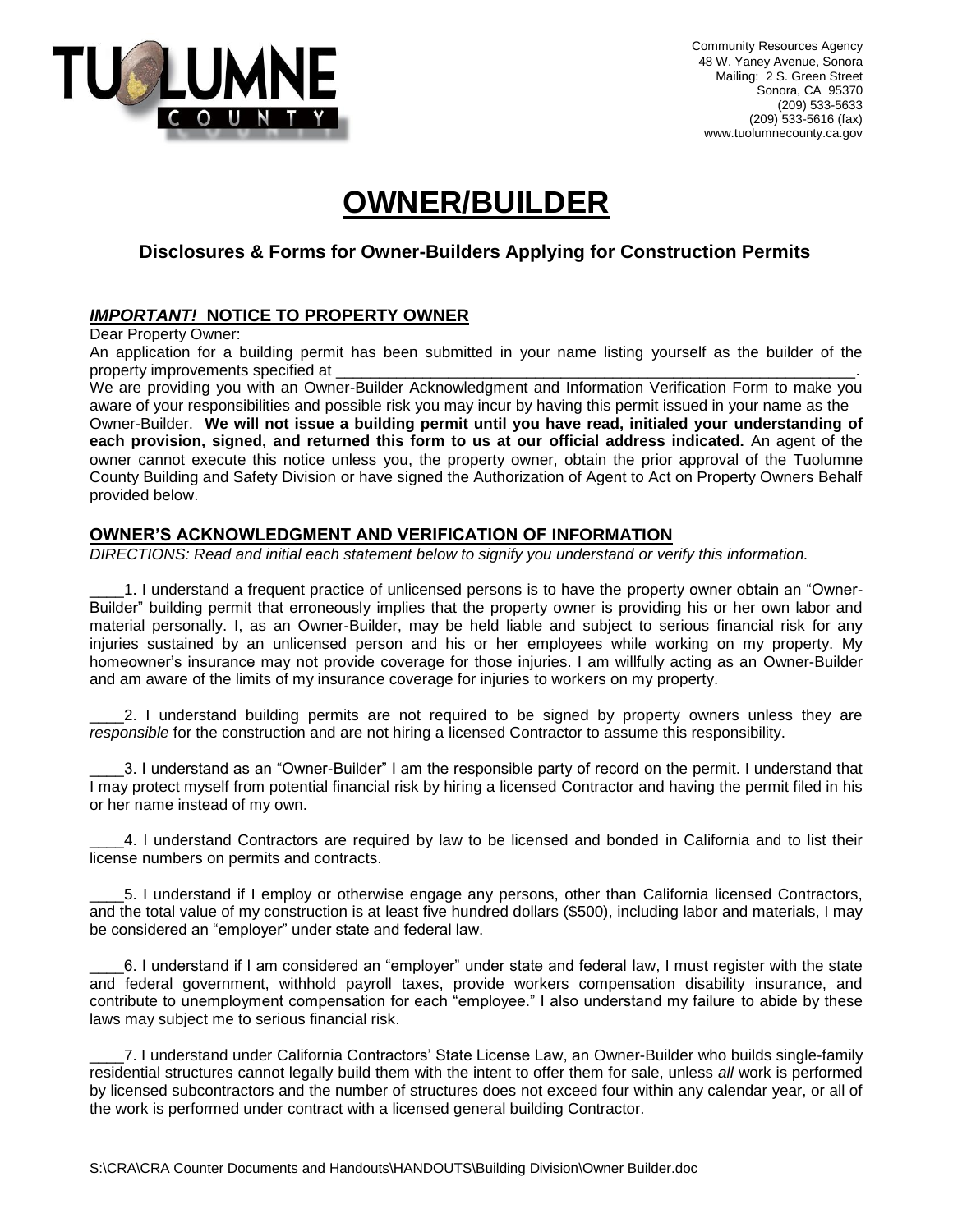Community Resources Agency
48 W. Yaney Avenue, Sonora
Mailing: 2 S. Green Street
Sonora, CA 95370
(209) 533-5633
(209) 533-5616 (fax)
www.tuolumnecounty.ca.gov

# OWNER/BUILDER

### Disclosures & Forms for Owner-Builders Applying for Construction Permits

## ***IMPORTANT!*** NOTICE TO PROPERTY OWNER

Dear Property Owner:

An application for a building permit has been submitted in your name listing yourself as the builder of the property improvements specified at ______________________________________________________________.

We are providing you with an Owner-Builder Acknowledgment and Information Verification Form to make you aware of your responsibilities and possible risk you may incur by having this permit issued in your name as the Owner-Builder. **We will not issue a building permit until you have read, initialed your understanding of each provision, signed, and returned this form to us at our official address indicated.** An agent of the owner cannot execute this notice unless you, the property owner, obtain the prior approval of the Tuolumne County Building and Safety Division or have signed the Authorization of Agent to Act on Property Owners Behalf provided below.

## OWNER'S ACKNOWLEDGMENT AND VERIFICATION OF INFORMATION

*DIRECTIONS: Read and initial each statement below to signify you understand or verify this information.*

____1. I understand a frequent practice of unlicensed persons is to have the property owner obtain an "Owner-Builder" building permit that erroneously implies that the property owner is providing his or her own labor and material personally. I, as an Owner-Builder, may be held liable and subject to serious financial risk for any injuries sustained by an unlicensed person and his or her employees while working on my property. My homeowner's insurance may not provide coverage for those injuries. I am willfully acting as an Owner-Builder and am aware of the limits of my insurance coverage for injuries to workers on my property.

____2. I understand building permits are not required to be signed by property owners unless they are *responsible* for the construction and are not hiring a licensed Contractor to assume this responsibility.

____3. I understand as an "Owner-Builder" I am the responsible party of record on the permit. I understand that I may protect myself from potential financial risk by hiring a licensed Contractor and having the permit filed in his or her name instead of my own.

____4. I understand Contractors are required by law to be licensed and bonded in California and to list their license numbers on permits and contracts.

____5. I understand if I employ or otherwise engage any persons, other than California licensed Contractors, and the total value of my construction is at least five hundred dollars ($500), including labor and materials, I may be considered an "employer" under state and federal law.

____6. I understand if I am considered an "employer" under state and federal law, I must register with the state and federal government, withhold payroll taxes, provide workers compensation disability insurance, and contribute to unemployment compensation for each "employee." I also understand my failure to abide by these laws may subject me to serious financial risk.

____7. I understand under California Contractors' State License Law, an Owner-Builder who builds single-family residential structures cannot legally build them with the intent to offer them for sale, unless *all* work is performed by licensed subcontractors and the number of structures does not exceed four within any calendar year, or all of the work is performed under contract with a licensed general building Contractor.

S:\CRA\CRA Counter Documents and Handouts\HANDOUTS\Building Division\Owner Builder.doc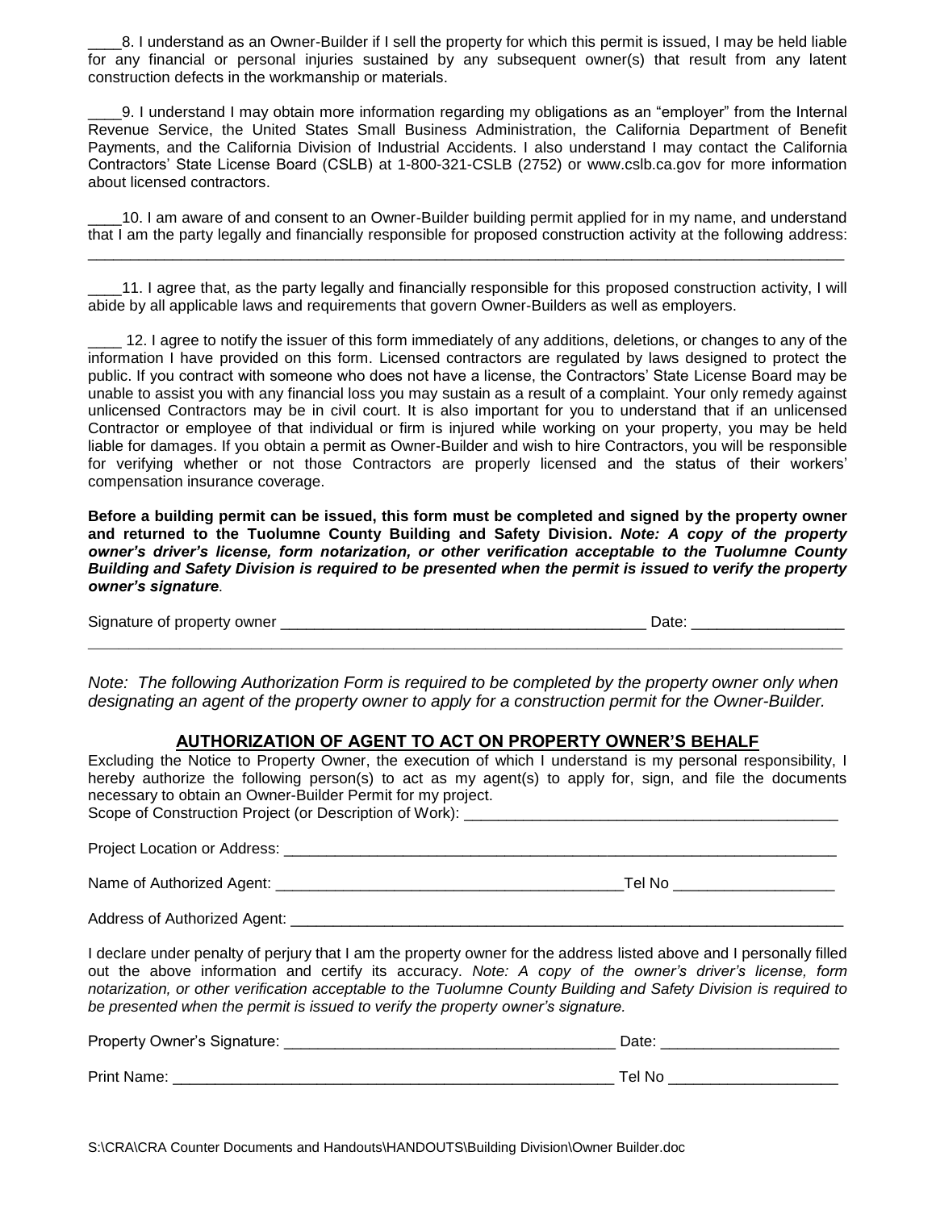____8. I understand as an Owner-Builder if I sell the property for which this permit is issued, I may be held liable for any financial or personal injuries sustained by any subsequent owner(s) that result from any latent construction defects in the workmanship or materials.

____9. I understand I may obtain more information regarding my obligations as an "employer" from the Internal Revenue Service, the United States Small Business Administration, the California Department of Benefit Payments, and the California Division of Industrial Accidents. I also understand I may contact the California Contractors' State License Board (CSLB) at 1-800-321-CSLB (2752) or www.cslb.ca.gov for more information about licensed contractors.

____10. I am aware of and consent to an Owner-Builder building permit applied for in my name, and understand that I am the party legally and financially responsible for proposed construction activity at the following address: ____________________________________________________________________________________

____11. I agree that, as the party legally and financially responsible for this proposed construction activity, I will abide by all applicable laws and requirements that govern Owner-Builders as well as employers.

____ 12. I agree to notify the issuer of this form immediately of any additions, deletions, or changes to any of the information I have provided on this form. Licensed contractors are regulated by laws designed to protect the public. If you contract with someone who does not have a license, the Contractors' State License Board may be unable to assist you with any financial loss you may sustain as a result of a complaint. Your only remedy against unlicensed Contractors may be in civil court. It is also important for you to understand that if an unlicensed Contractor or employee of that individual or firm is injured while working on your property, you may be held liable for damages. If you obtain a permit as Owner-Builder and wish to hire Contractors, you will be responsible for verifying whether or not those Contractors are properly licensed and the status of their workers' compensation insurance coverage.

**Before a building permit can be issued, this form must be completed and signed by the property owner and returned to the Tuolumne County Building and Safety Division.** ***Note: A copy of the property owner's driver's license, form notarization, or other verification acceptable to the Tuolumne County Building and Safety Division is required to be presented when the permit is issued to verify the property owner's signature*.**

Signature of property owner ____________________________________________ Date: __________________

---

*Note: The following Authorization Form is required to be completed by the property owner only when designating an agent of the property owner to apply for a construction permit for the Owner-Builder.*

## AUTHORIZATION OF AGENT TO ACT ON PROPERTY OWNER'S BEHALF

Excluding the Notice to Property Owner, the execution of which I understand is my personal responsibility, I hereby authorize the following person(s) to act as my agent(s) to apply for, sign, and file the documents necessary to obtain an Owner-Builder Permit for my project.
Scope of Construction Project (or Description of Work): ______________________________________________

Project Location or Address: _____________________________________________________________________

Name of Authorized Agent: __________________________________________Tel No ___________________

Address of Authorized Agent: _____________________________________________________________________

I declare under penalty of perjury that I am the property owner for the address listed above and I personally filled out the above information and certify its accuracy. *Note: A copy of the owner's driver's license, form notarization, or other verification acceptable to the Tuolumne County Building and Safety Division is required to be presented when the permit is issued to verify the property owner's signature.*

Property Owner's Signature: _______________________________________ Date: _____________________

Print Name: _____________________________________________________ Tel No ____________________

S:\CRA\CRA Counter Documents and Handouts\HANDOUTS\Building Division\Owner Builder.doc